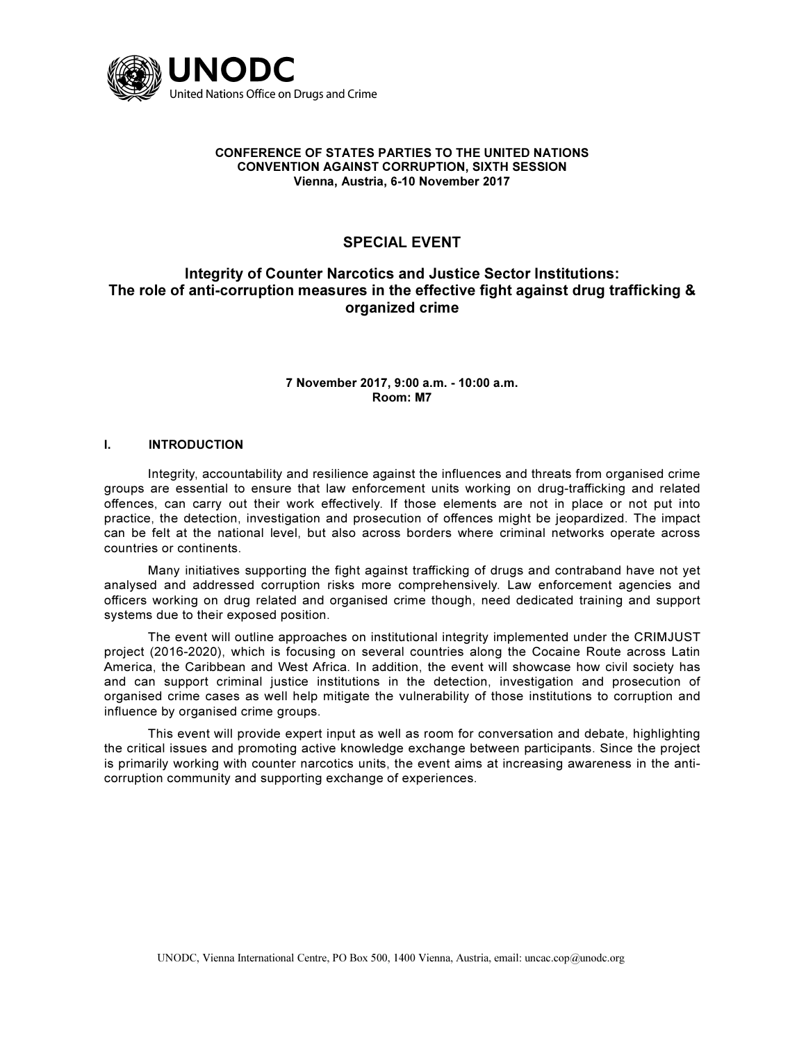UNODC
United Nations Office on Drugs and Crime

**CONFERENCE OF STATES PARTIES TO THE UNITED NATIONS CONVENTION AGAINST CORRUPTION, SIXTH SESSION**
**Vienna, Austria, 6-10 November 2017**

# SPECIAL EVENT

## Integrity of Counter Narcotics and Justice Sector Institutions: The role of anti-corruption measures in the effective fight against drug trafficking & organized crime

**7 November 2017, 9:00 a.m. - 10:00 a.m.**
**Room: M7**

## I. INTRODUCTION

Integrity, accountability and resilience against the influences and threats from organised crime groups are essential to ensure that law enforcement units working on drug-trafficking and related offences, can carry out their work effectively. If those elements are not in place or not put into practice, the detection, investigation and prosecution of offences might be jeopardized. The impact can be felt at the national level, but also across borders where criminal networks operate across countries or continents.

Many initiatives supporting the fight against trafficking of drugs and contraband have not yet analysed and addressed corruption risks more comprehensively. Law enforcement agencies and officers working on drug related and organised crime though, need dedicated training and support systems due to their exposed position.

The event will outline approaches on institutional integrity implemented under the CRIMJUST project (2016-2020), which is focusing on several countries along the Cocaine Route across Latin America, the Caribbean and West Africa. In addition, the event will showcase how civil society has and can support criminal justice institutions in the detection, investigation and prosecution of organised crime cases as well help mitigate the vulnerability of those institutions to corruption and influence by organised crime groups.

This event will provide expert input as well as room for conversation and debate, highlighting the critical issues and promoting active knowledge exchange between participants. Since the project is primarily working with counter narcotics units, the event aims at increasing awareness in the anti-corruption community and supporting exchange of experiences.

UNODC, Vienna International Centre, PO Box 500, 1400 Vienna, Austria, email: uncac.cop@unodc.org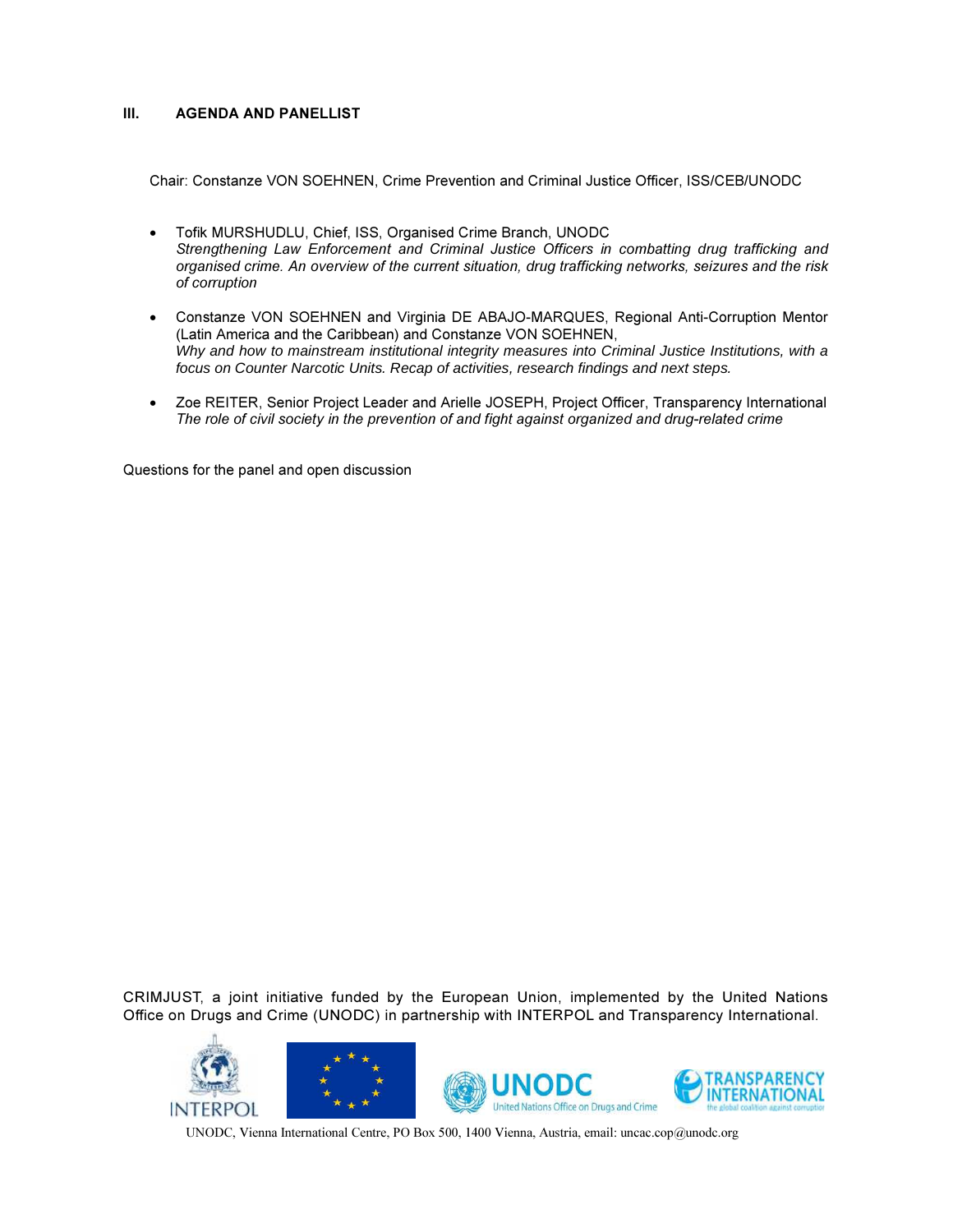## III. AGENDA AND PANELLIST

Chair: Constanze VON SOEHNEN, Crime Prevention and Criminal Justice Officer, ISS/CEB/UNODC

- Tofik MURSHUDLU, Chief, ISS, Organised Crime Branch, UNODC
  *Strengthening Law Enforcement and Criminal Justice Officers in combatting drug trafficking and organised crime. An overview of the current situation, drug trafficking networks, seizures and the risk of corruption*

- Constanze VON SOEHNEN and Virginia DE ABAJO-MARQUES, Regional Anti-Corruption Mentor (Latin America and the Caribbean) and Constanze VON SOEHNEN,
  *Why and how to mainstream institutional integrity measures into Criminal Justice Institutions, with a focus on Counter Narcotic Units. Recap of activities, research findings and next steps.*

- Zoe REITER, Senior Project Leader and Arielle JOSEPH, Project Officer, Transparency International
  *The role of civil society in the prevention of and fight against organized and drug-related crime*

Questions for the panel and open discussion

CRIMJUST, a joint initiative funded by the European Union, implemented by the United Nations Office on Drugs and Crime (UNODC) in partnership with INTERPOL and Transparency International.

UNODC, Vienna International Centre, PO Box 500, 1400 Vienna, Austria, email: uncac.cop@unodc.org